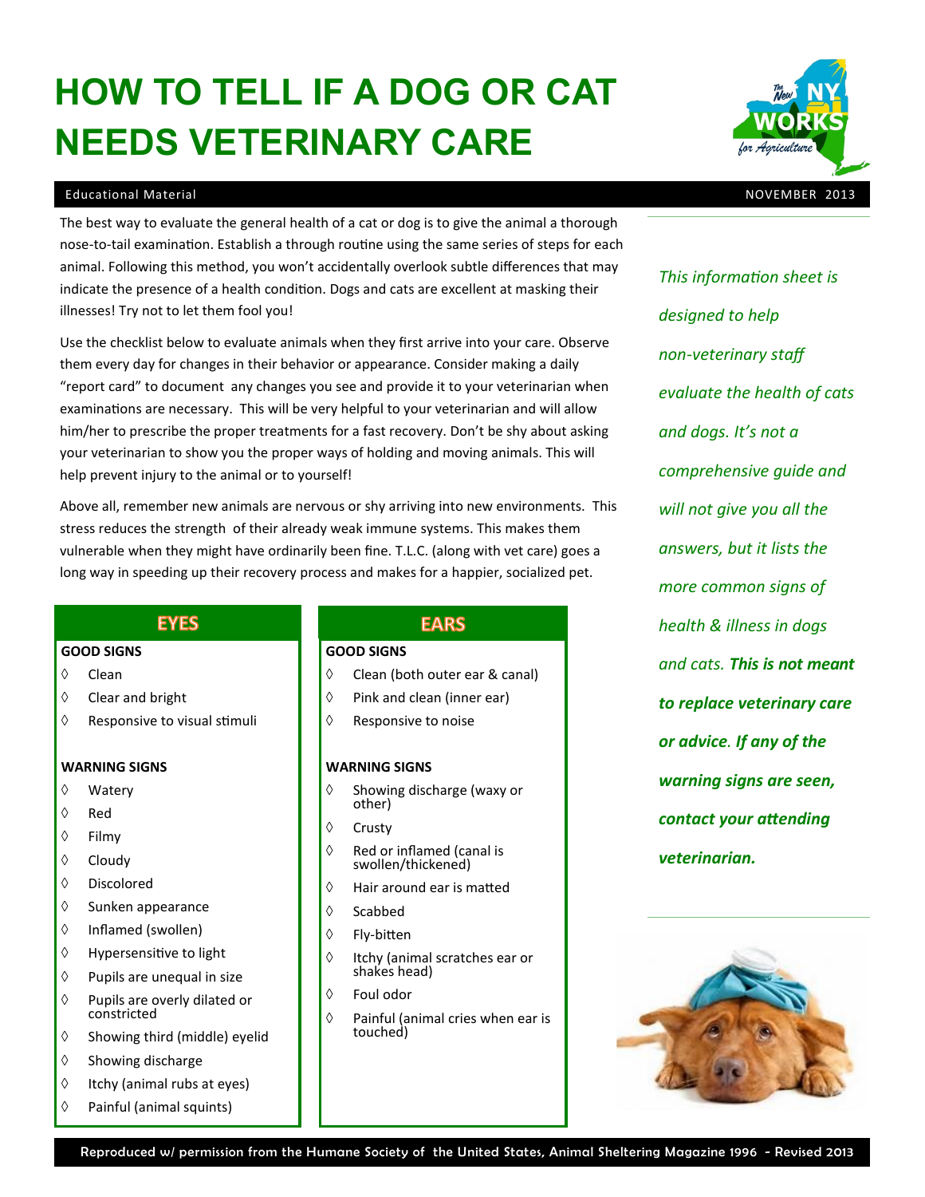# HOW TO TELL IF A DOG OR CAT NEEDS VETERINARY CARE

Educational Material — NOVEMBER 2013

The best way to evaluate the general health of a cat or dog is to give the animal a thorough nose-to-tail examination. Establish a through routine using the same series of steps for each animal. Following this method, you won't accidentally overlook subtle differences that may indicate the presence of a health condition. Dogs and cats are excellent at masking their illnesses! Try not to let them fool you!

Use the checklist below to evaluate animals when they first arrive into your care. Observe them every day for changes in their behavior or appearance. Consider making a daily "report card" to document any changes you see and provide it to your veterinarian when examinations are necessary. This will be very helpful to your veterinarian and will allow him/her to prescribe the proper treatments for a fast recovery. Don't be shy about asking your veterinarian to show you the proper ways of holding and moving animals. This will help prevent injury to the animal or to yourself!

Above all, remember new animals are nervous or shy arriving into new environments. This stress reduces the strength of their already weak immune systems. This makes them vulnerable when they might have ordinarily been fine. T.L.C. (along with vet care) goes a long way in speeding up their recovery process and makes for a happier, socialized pet.

## EYES

**GOOD SIGNS**

- Clean
- Clear and bright
- Responsive to visual stimuli

**WARNING SIGNS**

- Watery
- Red
- Filmy
- Cloudy
- Discolored
- Sunken appearance
- Inflamed (swollen)
- Hypersensitive to light
- Pupils are unequal in size
- Pupils are overly dilated or constricted
- Showing third (middle) eyelid
- Showing discharge
- Itchy (animal rubs at eyes)
- Painful (animal squints)

## EARS

**GOOD SIGNS**

- Clean (both outer ear & canal)
- Pink and clean (inner ear)
- Responsive to noise

**WARNING SIGNS**

- Showing discharge (waxy or other)
- Crusty
- Red or inflamed (canal is swollen/thickened)
- Hair around ear is matted
- Scabbed
- Fly-bitten
- Itchy (animal scratches ear or shakes head)
- Foul odor
- Painful (animal cries when ear is touched)

*This information sheet is designed to help non-veterinary staff evaluate the health of cats and dogs. It's not a comprehensive guide and will not give you all the answers, but it lists the more common signs of health & illness in dogs and cats.* ***This is not meant to replace veterinary care or advice. If any of the warning signs are seen, contact your attending veterinarian.***

Reproduced w/ permission from the Humane Society of the United States, Animal Sheltering Magazine 1996 - Revised 2013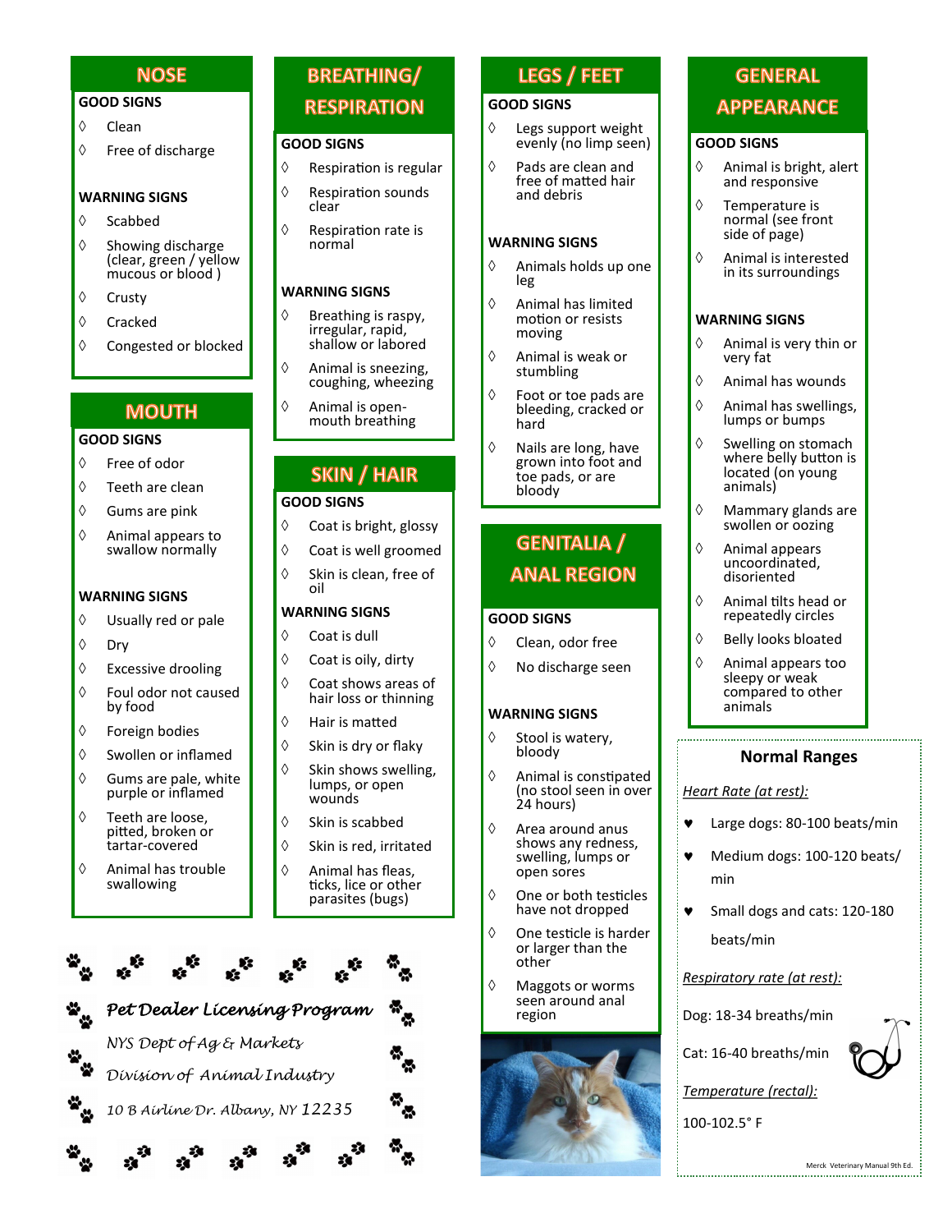## NOSE

**GOOD SIGNS**

- Clean
- Free of discharge

**WARNING SIGNS**

- Scabbed
- Showing discharge (clear, green / yellow mucous or blood )
- Crusty
- Cracked
- Congested or blocked

## MOUTH

**GOOD SIGNS**

- Free of odor
- Teeth are clean
- Gums are pink
- Animal appears to swallow normally

**WARNING SIGNS**

- Usually red or pale
- Dry
- Excessive drooling
- Foul odor not caused by food
- Foreign bodies
- Swollen or inflamed
- Gums are pale, white purple or inflamed
- Teeth are loose, pitted, broken or tartar-covered
- Animal has trouble swallowing

## BREATHING/ RESPIRATION

**GOOD SIGNS**

- Respiration is regular
- Respiration sounds clear
- Respiration rate is normal

**WARNING SIGNS**

- Breathing is raspy, irregular, rapid, shallow or labored
- Animal is sneezing, coughing, wheezing
- Animal is open-mouth breathing

## SKIN / HAIR

**GOOD SIGNS**

- Coat is bright, glossy
- Coat is well groomed
- Skin is clean, free of oil

**WARNING SIGNS**

- Coat is dull
- Coat is oily, dirty
- Coat shows areas of hair loss or thinning
- Hair is matted
- Skin is dry or flaky
- Skin shows swelling, lumps, or open wounds
- Skin is scabbed
- Skin is red, irritated
- Animal has fleas, ticks, lice or other parasites (bugs)

## LEGS / FEET

**GOOD SIGNS**

- Legs support weight evenly (no limp seen)
- Pads are clean and free of matted hair and debris

**WARNING SIGNS**

- Animals holds up one leg
- Animal has limited motion or resists moving
- Animal is weak or stumbling
- Foot or toe pads are bleeding, cracked or hard
- Nails are long, have grown into foot and toe pads, or are bloody

## GENITALIA / ANAL REGION

**GOOD SIGNS**

- Clean, odor free
- No discharge seen

**WARNING SIGNS**

- Stool is watery, bloody
- Animal is constipated (no stool seen in over 24 hours)
- Area around anus shows any redness, swelling, lumps or open sores
- One or both testicles have not dropped
- One testicle is harder or larger than the other
- Maggots or worms seen around anal region

## GENERAL APPEARANCE

**GOOD SIGNS**

- Animal is bright, alert and responsive
- Temperature is normal (see front side of page)
- Animal is interested in its surroundings

**WARNING SIGNS**

- Animal is very thin or very fat
- Animal has wounds
- Animal has swellings, lumps or bumps
- Swelling on stomach where belly button is located (on young animals)
- Mammary glands are swollen or oozing
- Animal appears uncoordinated, disoriented
- Animal tilts head or repeatedly circles
- Belly looks bloated
- Animal appears too sleepy or weak compared to other animals

### Normal Ranges

*Heart Rate (at rest):*

- Large dogs: 80-100 beats/min
- Medium dogs: 100-120 beats/ min
- Small dogs and cats: 120-180 beats/min

*Respiratory rate (at rest):*

Dog: 18-34 breaths/min

Cat: 16-40 breaths/min

*Temperature (rectal):*

100-102.5° F

Merck Veterinary Manual 9th Ed.

*Pet Dealer Licensing Program*

*NYS Dept of Ag & Markets*

*Division of Animal Industry*

*10 B Airline Dr. Albany, NY 12235*